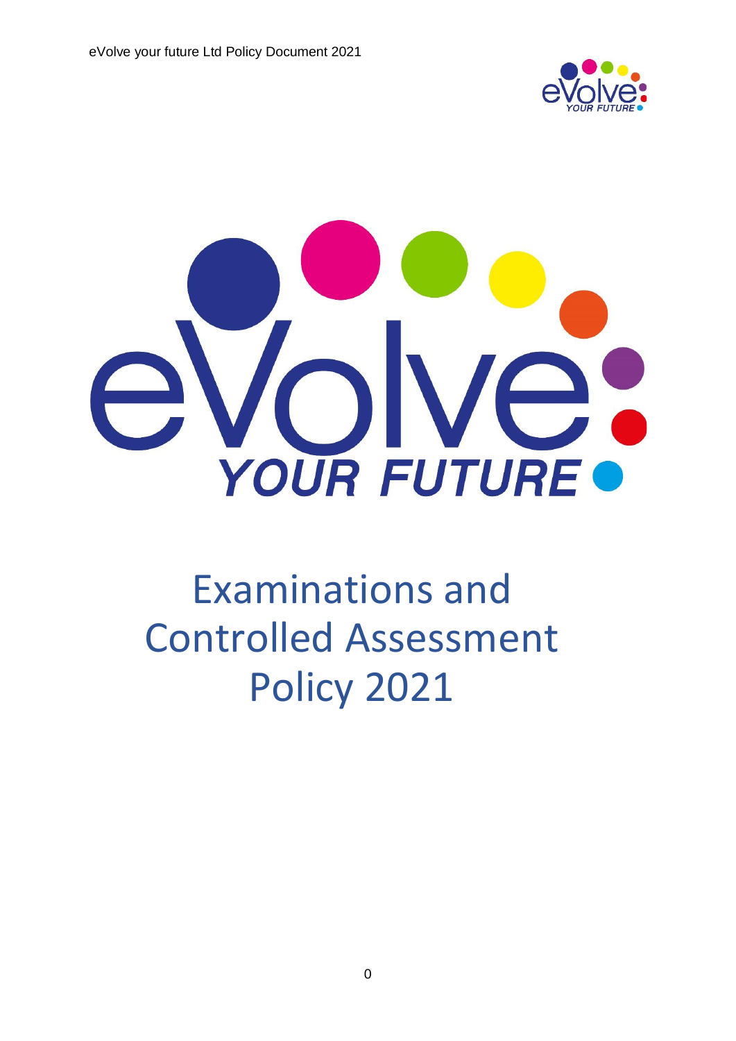# Examinations and Controlled Assessment Policy 2021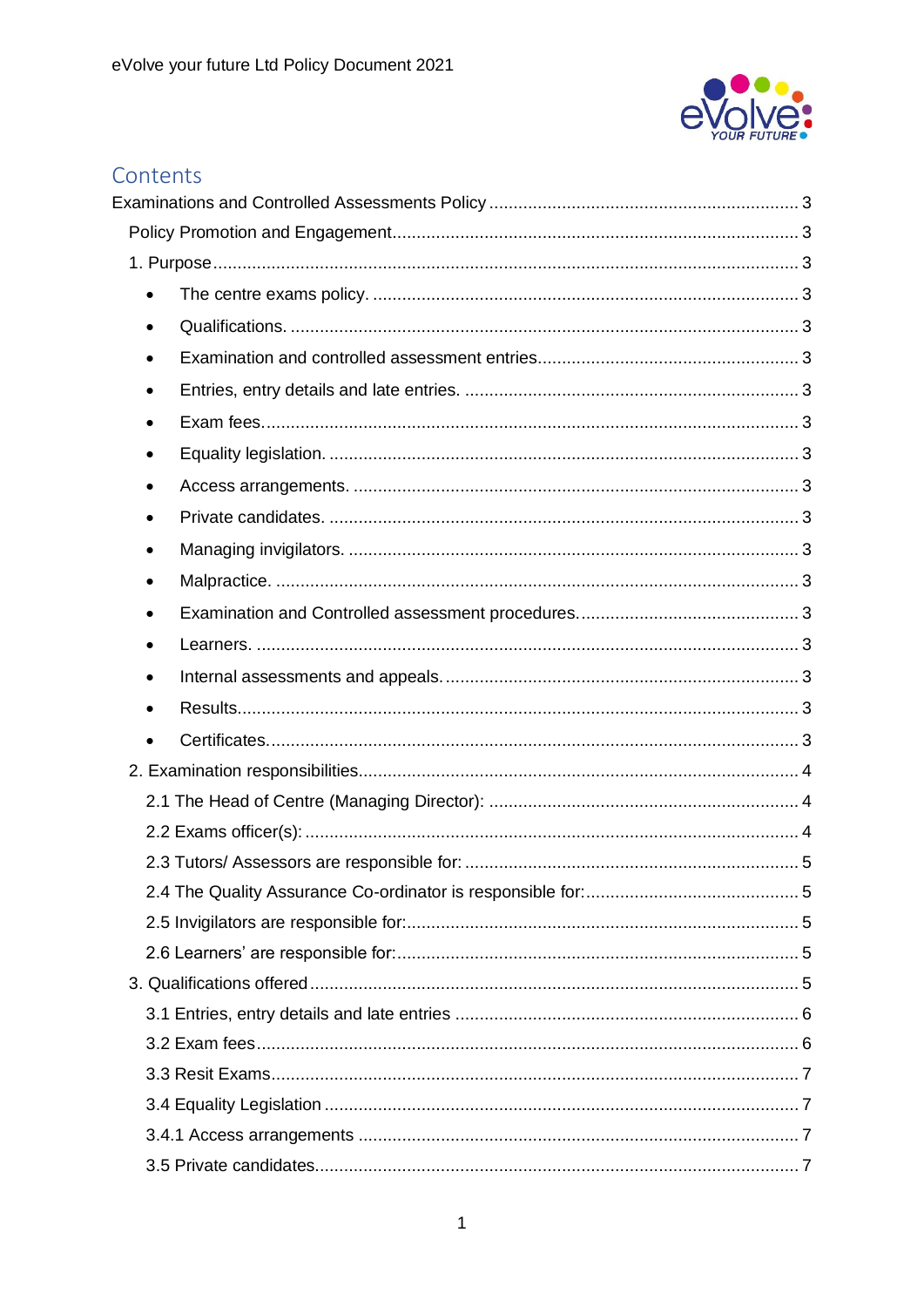## Contents

Examinations and Controlled Assessments Policy ..................... 3

- Policy Promotion and Engagement ..................... 3
- 1. Purpose ..................... 3
    - The centre exams policy. ..................... 3
    - Qualifications. ..................... 3
    - Examination and controlled assessment entries ..................... 3
    - Entries, entry details and late entries. ..................... 3
    - Exam fees ..................... 3
    - Equality legislation. ..................... 3
    - Access arrangements. ..................... 3
    - Private candidates. ..................... 3
    - Managing invigilators. ..................... 3
    - Malpractice. ..................... 3
    - Examination and Controlled assessment procedures. ..................... 3
    - Learners. ..................... 3
    - Internal assessments and appeals. ..................... 3
    - Results ..................... 3
    - Certificates. ..................... 3
- 2. Examination responsibilities ..................... 4
    - 2.1 The Head of Centre (Managing Director): ..................... 4
    - 2.2 Exams officer(s): ..................... 4
    - 2.3 Tutors/ Assessors are responsible for: ..................... 5
    - 2.4 The Quality Assurance Co-ordinator is responsible for: ..................... 5
    - 2.5 Invigilators are responsible for: ..................... 5
    - 2.6 Learners' are responsible for: ..................... 5
- 3. Qualifications offered ..................... 5
    - 3.1 Entries, entry details and late entries ..................... 6
    - 3.2 Exam fees ..................... 6
    - 3.3 Resit Exams ..................... 7
    - 3.4 Equality Legislation ..................... 7
    - 3.4.1 Access arrangements ..................... 7
    - 3.5 Private candidates ..................... 7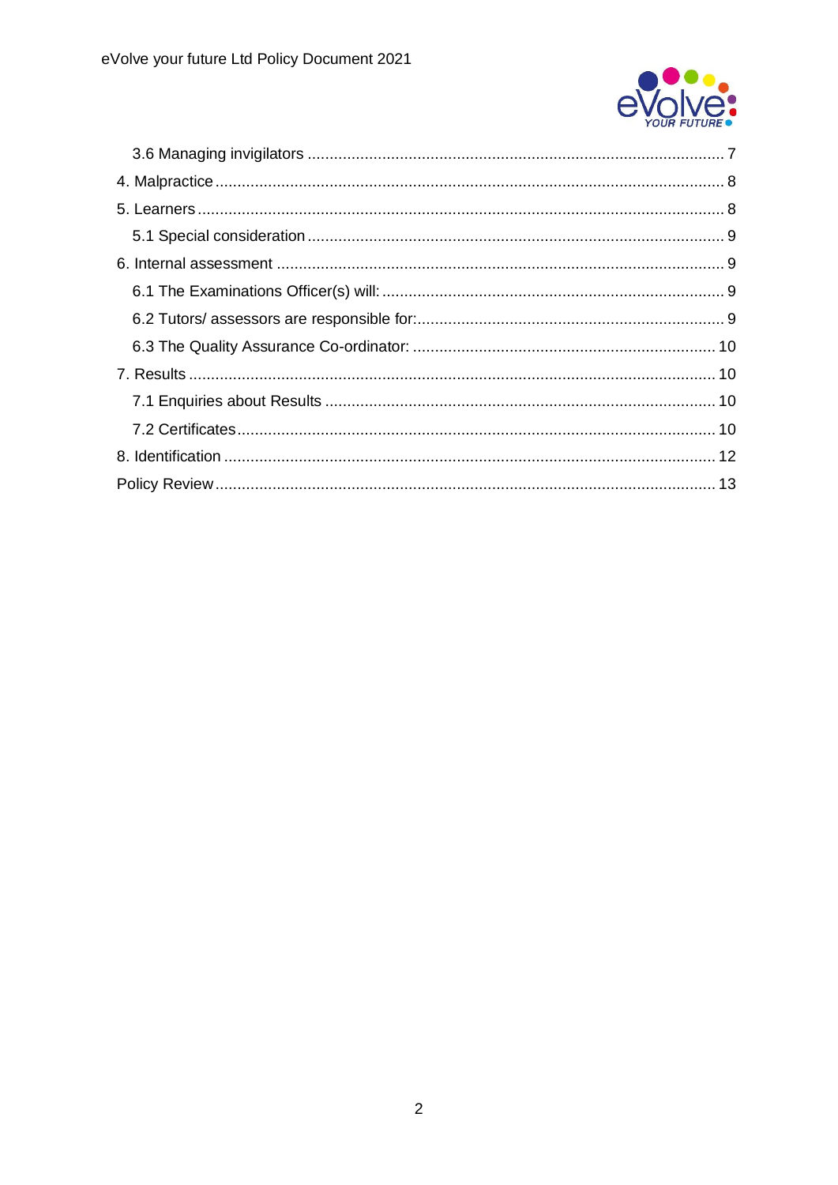3.6 Managing invigilators ........................................................................................... 7

4. Malpractice ................................................................................................................ 8

5. Learners ..................................................................................................................... 8

5.1 Special consideration ............................................................................................ 9

6. Internal assessment ................................................................................................... 9

6.1 The Examinations Officer(s) will: ........................................................................... 9

6.2 Tutors/ assessors are responsible for: ................................................................... 9

6.3 The Quality Assurance Co-ordinator: .................................................................. 10

7. Results ..................................................................................................................... 10

7.1 Enquiries about Results ...................................................................................... 10

7.2 Certificates ........................................................................................................... 10

8. Identification ............................................................................................................. 12

Policy Review ................................................................................................................ 13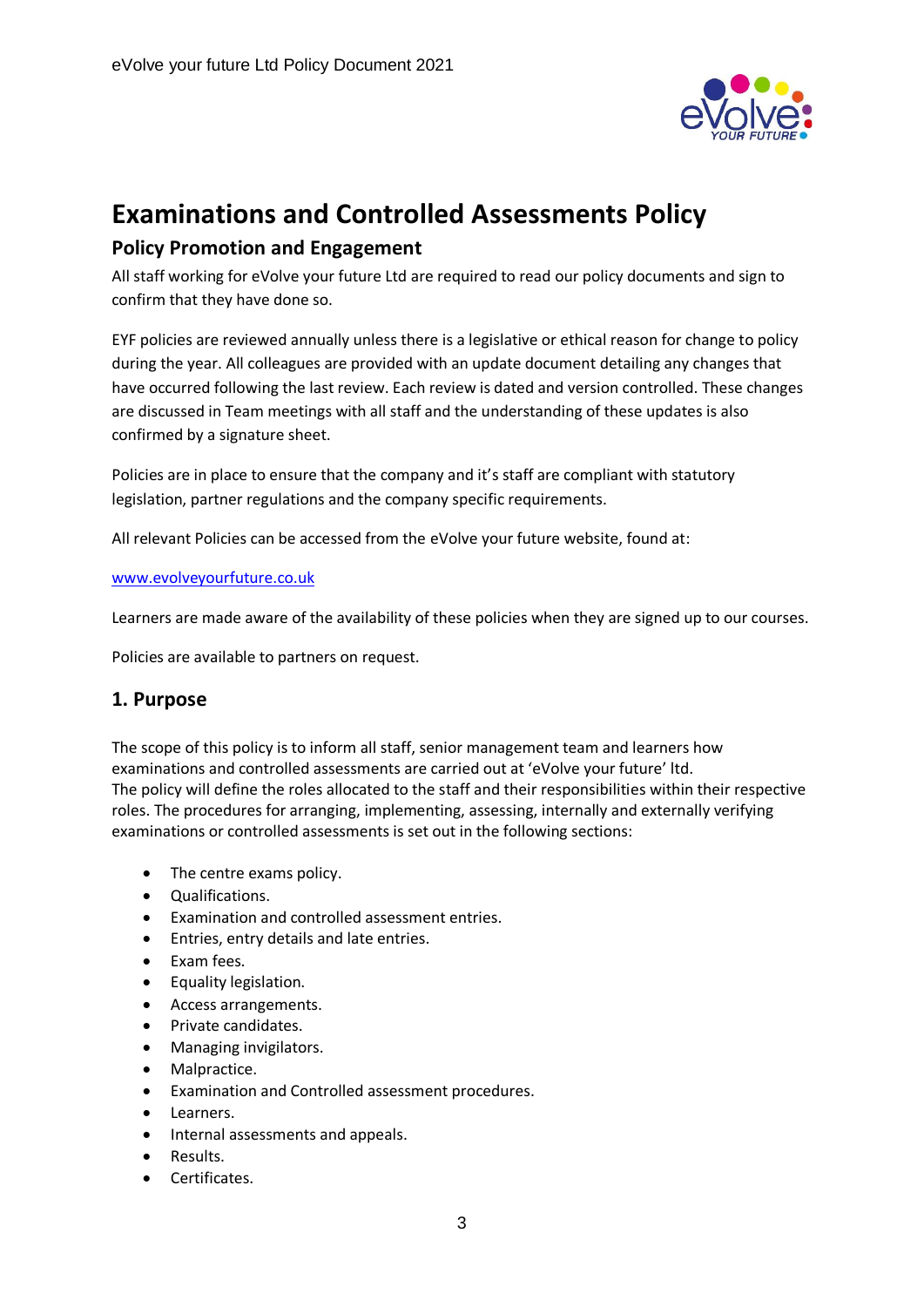# Examinations and Controlled Assessments Policy

## Policy Promotion and Engagement

All staff working for eVolve your future Ltd are required to read our policy documents and sign to confirm that they have done so.

EYF policies are reviewed annually unless there is a legislative or ethical reason for change to policy during the year. All colleagues are provided with an update document detailing any changes that have occurred following the last review. Each review is dated and version controlled. These changes are discussed in Team meetings with all staff and the understanding of these updates is also confirmed by a signature sheet.

Policies are in place to ensure that the company and it's staff are compliant with statutory legislation, partner regulations and the company specific requirements.

All relevant Policies can be accessed from the eVolve your future website, found at:

www.evolveyourfuture.co.uk

Learners are made aware of the availability of these policies when they are signed up to our courses.

Policies are available to partners on request.

## 1. Purpose

The scope of this policy is to inform all staff, senior management team and learners how examinations and controlled assessments are carried out at 'eVolve your future' ltd.
The policy will define the roles allocated to the staff and their responsibilities within their respective roles. The procedures for arranging, implementing, assessing, internally and externally verifying examinations or controlled assessments is set out in the following sections:

- The centre exams policy.
- Qualifications.
- Examination and controlled assessment entries.
- Entries, entry details and late entries.
- Exam fees.
- Equality legislation.
- Access arrangements.
- Private candidates.
- Managing invigilators.
- Malpractice.
- Examination and Controlled assessment procedures.
- Learners.
- Internal assessments and appeals.
- Results.
- Certificates.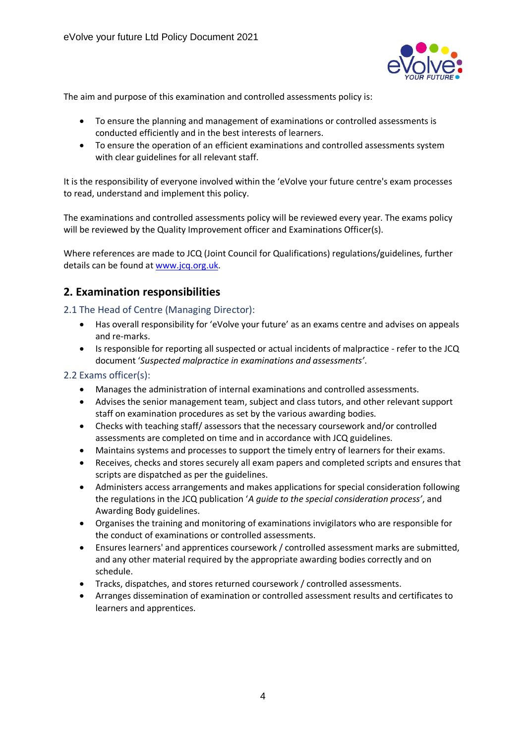The aim and purpose of this examination and controlled assessments policy is:

- To ensure the planning and management of examinations or controlled assessments is conducted efficiently and in the best interests of learners.
- To ensure the operation of an efficient examinations and controlled assessments system with clear guidelines for all relevant staff.

It is the responsibility of everyone involved within the 'eVolve your future centre's exam processes to read, understand and implement this policy.

The examinations and controlled assessments policy will be reviewed every year. The exams policy will be reviewed by the Quality Improvement officer and Examinations Officer(s).

Where references are made to JCQ (Joint Council for Qualifications) regulations/guidelines, further details can be found at www.jcq.org.uk.

## 2. Examination responsibilities

### 2.1 The Head of Centre (Managing Director):

- Has overall responsibility for 'eVolve your future' as an exams centre and advises on appeals and re-marks.
- Is responsible for reporting all suspected or actual incidents of malpractice - refer to the JCQ document '*Suspected malpractice in examinations and assessments*'.

### 2.2 Exams officer(s):

- Manages the administration of internal examinations and controlled assessments.
- Advises the senior management team, subject and class tutors, and other relevant support staff on examination procedures as set by the various awarding bodies.
- Checks with teaching staff/ assessors that the necessary coursework and/or controlled assessments are completed on time and in accordance with JCQ guidelines.
- Maintains systems and processes to support the timely entry of learners for their exams.
- Receives, checks and stores securely all exam papers and completed scripts and ensures that scripts are dispatched as per the guidelines.
- Administers access arrangements and makes applications for special consideration following the regulations in the JCQ publication '*A guide to the special consideration process*', and Awarding Body guidelines.
- Organises the training and monitoring of examinations invigilators who are responsible for the conduct of examinations or controlled assessments.
- Ensures learners' and apprentices coursework / controlled assessment marks are submitted, and any other material required by the appropriate awarding bodies correctly and on schedule.
- Tracks, dispatches, and stores returned coursework / controlled assessments.
- Arranges dissemination of examination or controlled assessment results and certificates to learners and apprentices.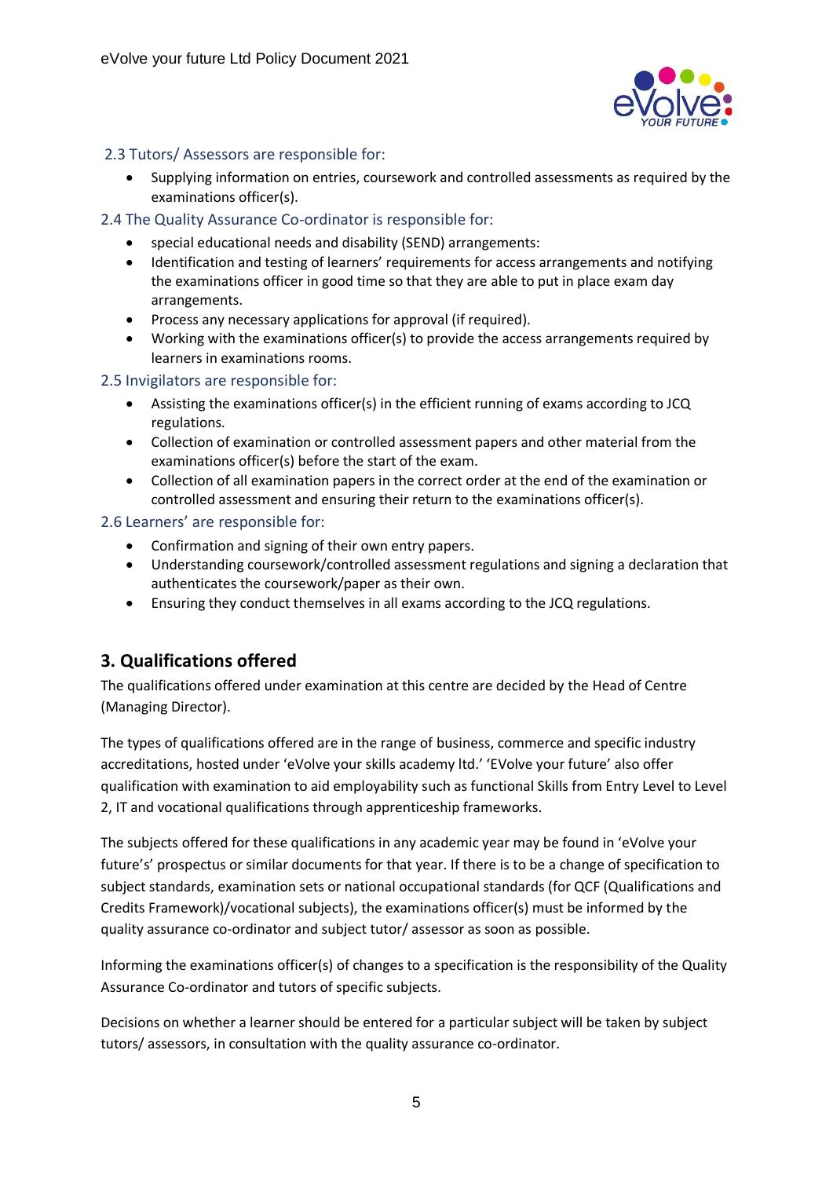### 2.3 Tutors/ Assessors are responsible for:

- Supplying information on entries, coursework and controlled assessments as required by the examinations officer(s).

### 2.4 The Quality Assurance Co-ordinator is responsible for:

- special educational needs and disability (SEND) arrangements:
- Identification and testing of learners' requirements for access arrangements and notifying the examinations officer in good time so that they are able to put in place exam day arrangements.
- Process any necessary applications for approval (if required).
- Working with the examinations officer(s) to provide the access arrangements required by learners in examinations rooms.

### 2.5 Invigilators are responsible for:

- Assisting the examinations officer(s) in the efficient running of exams according to JCQ regulations.
- Collection of examination or controlled assessment papers and other material from the examinations officer(s) before the start of the exam.
- Collection of all examination papers in the correct order at the end of the examination or controlled assessment and ensuring their return to the examinations officer(s).

### 2.6 Learners' are responsible for:

- Confirmation and signing of their own entry papers.
- Understanding coursework/controlled assessment regulations and signing a declaration that authenticates the coursework/paper as their own.
- Ensuring they conduct themselves in all exams according to the JCQ regulations.

## 3. Qualifications offered

The qualifications offered under examination at this centre are decided by the Head of Centre (Managing Director).

The types of qualifications offered are in the range of business, commerce and specific industry accreditations, hosted under 'eVolve your skills academy ltd.' 'EVolve your future' also offer qualification with examination to aid employability such as functional Skills from Entry Level to Level 2, IT and vocational qualifications through apprenticeship frameworks.

The subjects offered for these qualifications in any academic year may be found in 'eVolve your future's' prospectus or similar documents for that year. If there is to be a change of specification to subject standards, examination sets or national occupational standards (for QCF (Qualifications and Credits Framework)/vocational subjects), the examinations officer(s) must be informed by the quality assurance co-ordinator and subject tutor/ assessor as soon as possible.

Informing the examinations officer(s) of changes to a specification is the responsibility of the Quality Assurance Co-ordinator and tutors of specific subjects.

Decisions on whether a learner should be entered for a particular subject will be taken by subject tutors/ assessors, in consultation with the quality assurance co-ordinator.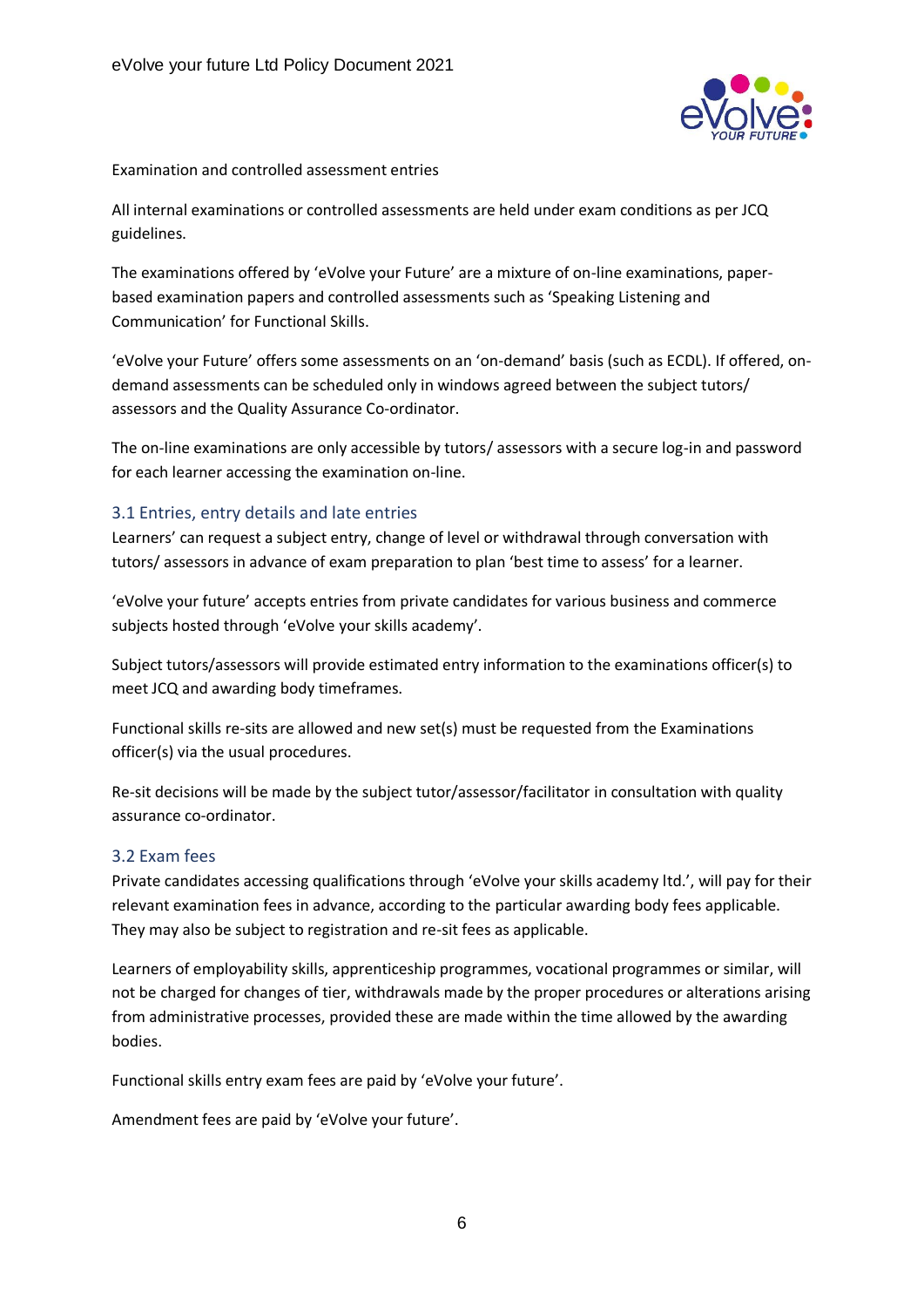Examination and controlled assessment entries

All internal examinations or controlled assessments are held under exam conditions as per JCQ guidelines.

The examinations offered by 'eVolve your Future' are a mixture of on-line examinations, paper-based examination papers and controlled assessments such as 'Speaking Listening and Communication' for Functional Skills.

'eVolve your Future' offers some assessments on an 'on-demand' basis (such as ECDL). If offered, on-demand assessments can be scheduled only in windows agreed between the subject tutors/ assessors and the Quality Assurance Co-ordinator.

The on-line examinations are only accessible by tutors/ assessors with a secure log-in and password for each learner accessing the examination on-line.

### 3.1 Entries, entry details and late entries

Learners' can request a subject entry, change of level or withdrawal through conversation with tutors/ assessors in advance of exam preparation to plan 'best time to assess' for a learner.

'eVolve your future' accepts entries from private candidates for various business and commerce subjects hosted through 'eVolve your skills academy'.

Subject tutors/assessors will provide estimated entry information to the examinations officer(s) to meet JCQ and awarding body timeframes.

Functional skills re-sits are allowed and new set(s) must be requested from the Examinations officer(s) via the usual procedures.

Re-sit decisions will be made by the subject tutor/assessor/facilitator in consultation with quality assurance co-ordinator.

### 3.2 Exam fees

Private candidates accessing qualifications through 'eVolve your skills academy ltd.', will pay for their relevant examination fees in advance, according to the particular awarding body fees applicable. They may also be subject to registration and re-sit fees as applicable.

Learners of employability skills, apprenticeship programmes, vocational programmes or similar, will not be charged for changes of tier, withdrawals made by the proper procedures or alterations arising from administrative processes, provided these are made within the time allowed by the awarding bodies.

Functional skills entry exam fees are paid by 'eVolve your future'.

Amendment fees are paid by 'eVolve your future'.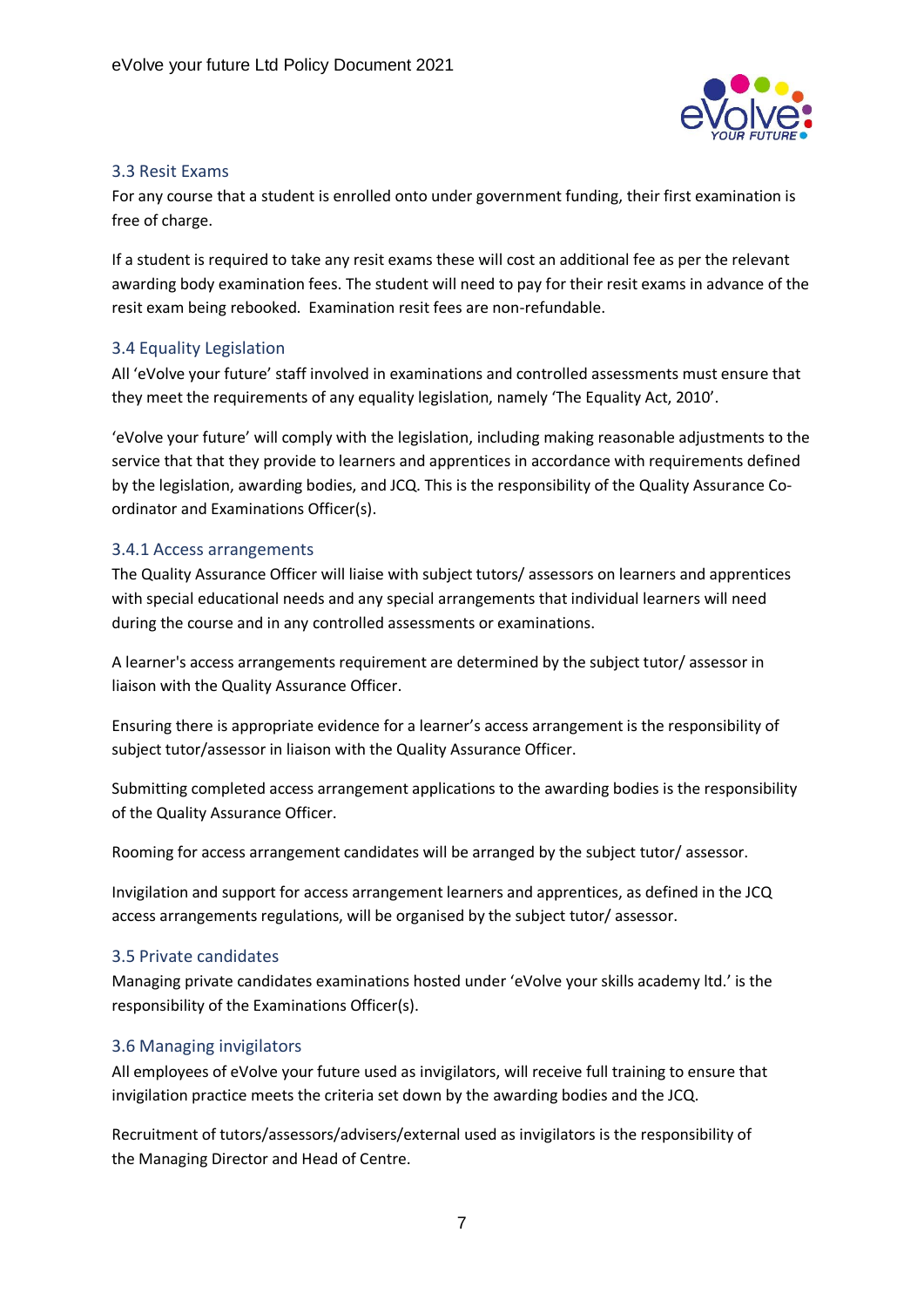### 3.3 Resit Exams

For any course that a student is enrolled onto under government funding, their first examination is free of charge.

If a student is required to take any resit exams these will cost an additional fee as per the relevant awarding body examination fees. The student will need to pay for their resit exams in advance of the resit exam being rebooked. Examination resit fees are non-refundable.

### 3.4 Equality Legislation

All 'eVolve your future' staff involved in examinations and controlled assessments must ensure that they meet the requirements of any equality legislation, namely 'The Equality Act, 2010'.

'eVolve your future' will comply with the legislation, including making reasonable adjustments to the service that that they provide to learners and apprentices in accordance with requirements defined by the legislation, awarding bodies, and JCQ. This is the responsibility of the Quality Assurance Co-ordinator and Examinations Officer(s).

#### 3.4.1 Access arrangements

The Quality Assurance Officer will liaise with subject tutors/ assessors on learners and apprentices with special educational needs and any special arrangements that individual learners will need during the course and in any controlled assessments or examinations.

A learner's access arrangements requirement are determined by the subject tutor/ assessor in liaison with the Quality Assurance Officer.

Ensuring there is appropriate evidence for a learner's access arrangement is the responsibility of subject tutor/assessor in liaison with the Quality Assurance Officer.

Submitting completed access arrangement applications to the awarding bodies is the responsibility of the Quality Assurance Officer.

Rooming for access arrangement candidates will be arranged by the subject tutor/ assessor.

Invigilation and support for access arrangement learners and apprentices, as defined in the JCQ access arrangements regulations, will be organised by the subject tutor/ assessor.

### 3.5 Private candidates

Managing private candidates examinations hosted under 'eVolve your skills academy ltd.' is the responsibility of the Examinations Officer(s).

### 3.6 Managing invigilators

All employees of eVolve your future used as invigilators, will receive full training to ensure that invigilation practice meets the criteria set down by the awarding bodies and the JCQ.

Recruitment of tutors/assessors/advisers/external used as invigilators is the responsibility of the Managing Director and Head of Centre.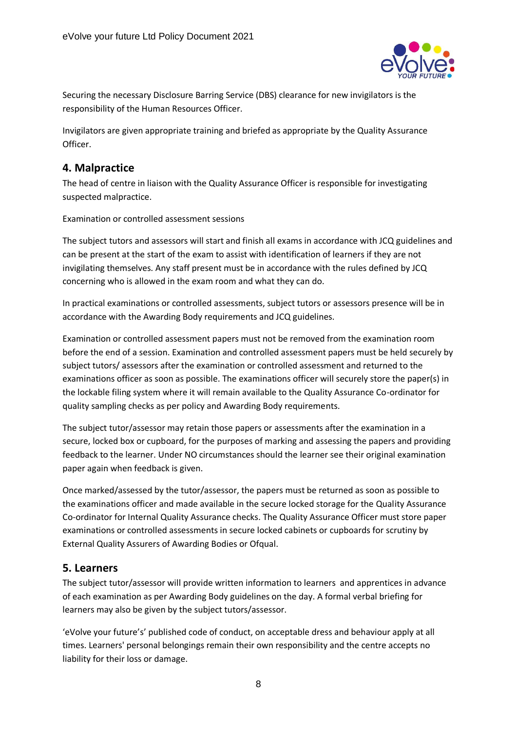Securing the necessary Disclosure Barring Service (DBS) clearance for new invigilators is the responsibility of the Human Resources Officer.

Invigilators are given appropriate training and briefed as appropriate by the Quality Assurance Officer.

## 4. Malpractice

The head of centre in liaison with the Quality Assurance Officer is responsible for investigating suspected malpractice.

Examination or controlled assessment sessions

The subject tutors and assessors will start and finish all exams in accordance with JCQ guidelines and can be present at the start of the exam to assist with identification of learners if they are not invigilating themselves. Any staff present must be in accordance with the rules defined by JCQ concerning who is allowed in the exam room and what they can do.

In practical examinations or controlled assessments, subject tutors or assessors presence will be in accordance with the Awarding Body requirements and JCQ guidelines.

Examination or controlled assessment papers must not be removed from the examination room before the end of a session. Examination and controlled assessment papers must be held securely by subject tutors/ assessors after the examination or controlled assessment and returned to the examinations officer as soon as possible. The examinations officer will securely store the paper(s) in the lockable filing system where it will remain available to the Quality Assurance Co-ordinator for quality sampling checks as per policy and Awarding Body requirements.

The subject tutor/assessor may retain those papers or assessments after the examination in a secure, locked box or cupboard, for the purposes of marking and assessing the papers and providing feedback to the learner. Under NO circumstances should the learner see their original examination paper again when feedback is given.

Once marked/assessed by the tutor/assessor, the papers must be returned as soon as possible to the examinations officer and made available in the secure locked storage for the Quality Assurance Co-ordinator for Internal Quality Assurance checks. The Quality Assurance Officer must store paper examinations or controlled assessments in secure locked cabinets or cupboards for scrutiny by External Quality Assurers of Awarding Bodies or Ofqual.

## 5. Learners

The subject tutor/assessor will provide written information to learners and apprentices in advance of each examination as per Awarding Body guidelines on the day. A formal verbal briefing for learners may also be given by the subject tutors/assessor.

'eVolve your future's' published code of conduct, on acceptable dress and behaviour apply at all times. Learners' personal belongings remain their own responsibility and the centre accepts no liability for their loss or damage.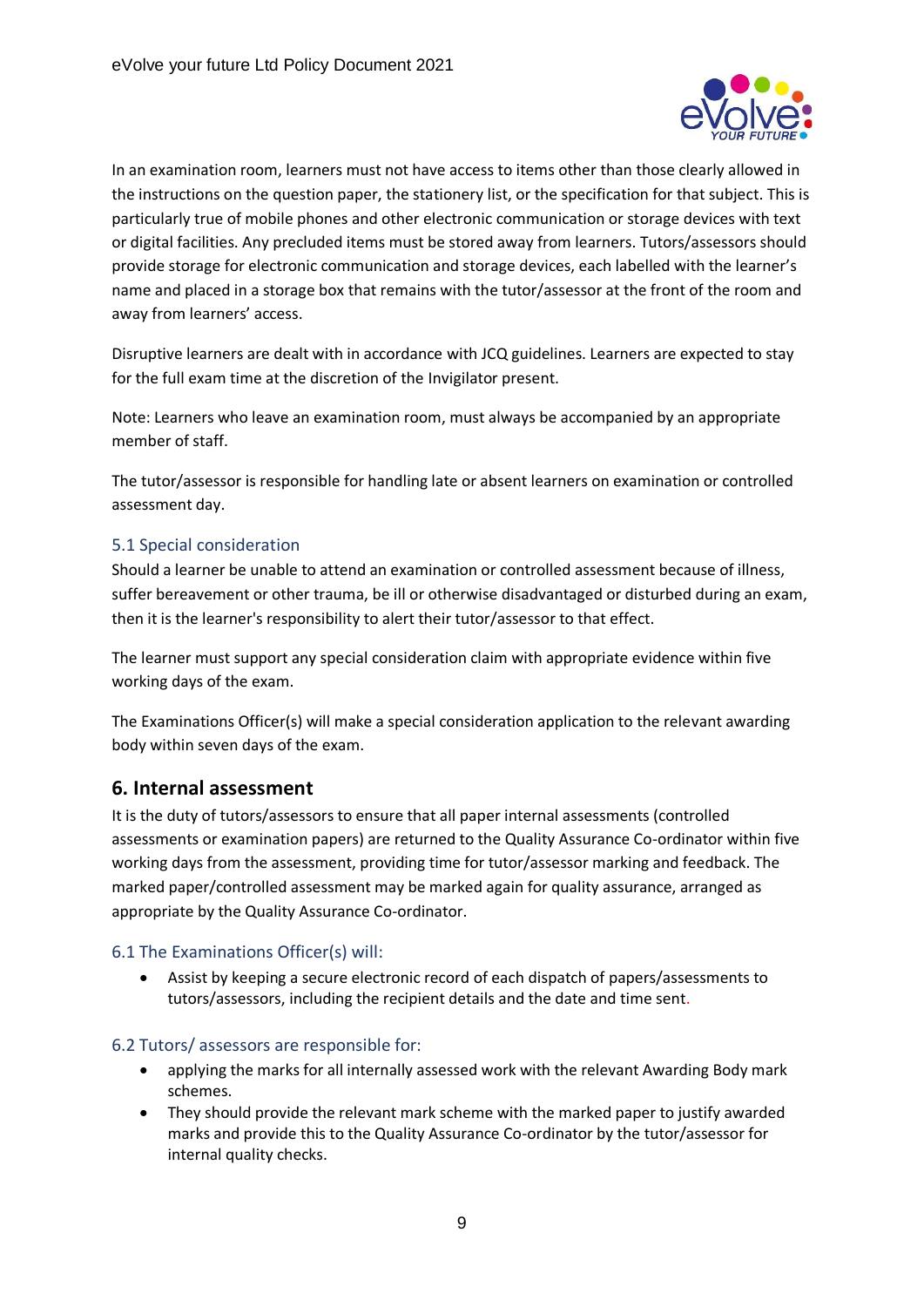In an examination room, learners must not have access to items other than those clearly allowed in the instructions on the question paper, the stationery list, or the specification for that subject. This is particularly true of mobile phones and other electronic communication or storage devices with text or digital facilities. Any precluded items must be stored away from learners. Tutors/assessors should provide storage for electronic communication and storage devices, each labelled with the learner's name and placed in a storage box that remains with the tutor/assessor at the front of the room and away from learners' access.

Disruptive learners are dealt with in accordance with JCQ guidelines. Learners are expected to stay for the full exam time at the discretion of the Invigilator present.

Note: Learners who leave an examination room, must always be accompanied by an appropriate member of staff.

The tutor/assessor is responsible for handling late or absent learners on examination or controlled assessment day.

### 5.1 Special consideration

Should a learner be unable to attend an examination or controlled assessment because of illness, suffer bereavement or other trauma, be ill or otherwise disadvantaged or disturbed during an exam, then it is the learner's responsibility to alert their tutor/assessor to that effect.

The learner must support any special consideration claim with appropriate evidence within five working days of the exam.

The Examinations Officer(s) will make a special consideration application to the relevant awarding body within seven days of the exam.

## 6. Internal assessment

It is the duty of tutors/assessors to ensure that all paper internal assessments (controlled assessments or examination papers) are returned to the Quality Assurance Co-ordinator within five working days from the assessment, providing time for tutor/assessor marking and feedback. The marked paper/controlled assessment may be marked again for quality assurance, arranged as appropriate by the Quality Assurance Co-ordinator.

### 6.1 The Examinations Officer(s) will:

- Assist by keeping a secure electronic record of each dispatch of papers/assessments to tutors/assessors, including the recipient details and the date and time sent.

### 6.2 Tutors/ assessors are responsible for:

- applying the marks for all internally assessed work with the relevant Awarding Body mark schemes.
- They should provide the relevant mark scheme with the marked paper to justify awarded marks and provide this to the Quality Assurance Co-ordinator by the tutor/assessor for internal quality checks.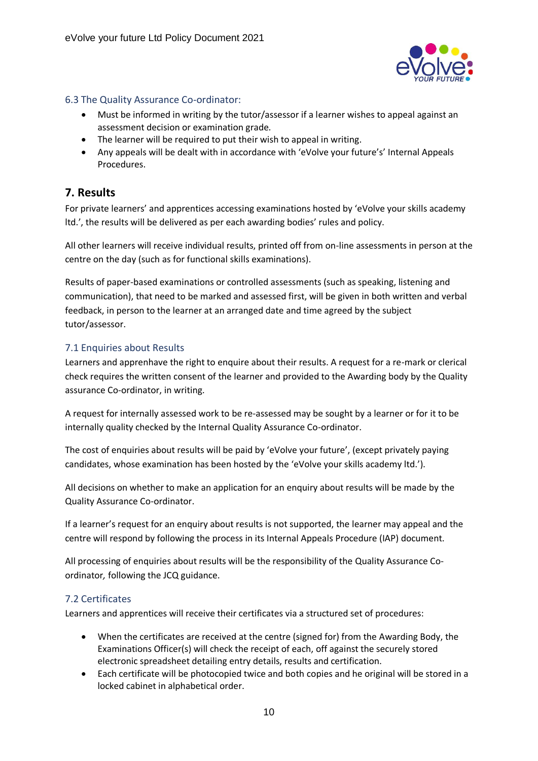### 6.3 The Quality Assurance Co-ordinator:

- Must be informed in writing by the tutor/assessor if a learner wishes to appeal against an assessment decision or examination grade.
- The learner will be required to put their wish to appeal in writing.
- Any appeals will be dealt with in accordance with 'eVolve your future's' Internal Appeals Procedures.

## 7. Results

For private learners' and apprentices accessing examinations hosted by 'eVolve your skills academy ltd.', the results will be delivered as per each awarding bodies' rules and policy.

All other learners will receive individual results, printed off from on-line assessments in person at the centre on the day (such as for functional skills examinations).

Results of paper-based examinations or controlled assessments (such as speaking, listening and communication), that need to be marked and assessed first, will be given in both written and verbal feedback, in person to the learner at an arranged date and time agreed by the subject tutor/assessor.

### 7.1 Enquiries about Results

Learners and apprenhave the right to enquire about their results. A request for a re-mark or clerical check requires the written consent of the learner and provided to the Awarding body by the Quality assurance Co-ordinator, in writing.

A request for internally assessed work to be re-assessed may be sought by a learner or for it to be internally quality checked by the Internal Quality Assurance Co-ordinator.

The cost of enquiries about results will be paid by 'eVolve your future', (except privately paying candidates, whose examination has been hosted by the 'eVolve your skills academy ltd.').

All decisions on whether to make an application for an enquiry about results will be made by the Quality Assurance Co-ordinator.

If a learner's request for an enquiry about results is not supported, the learner may appeal and the centre will respond by following the process in its Internal Appeals Procedure (IAP) document.

All processing of enquiries about results will be the responsibility of the Quality Assurance Co-ordinator, following the JCQ guidance.

### 7.2 Certificates

Learners and apprentices will receive their certificates via a structured set of procedures:

- When the certificates are received at the centre (signed for) from the Awarding Body, the Examinations Officer(s) will check the receipt of each, off against the securely stored electronic spreadsheet detailing entry details, results and certification.
- Each certificate will be photocopied twice and both copies and he original will be stored in a locked cabinet in alphabetical order.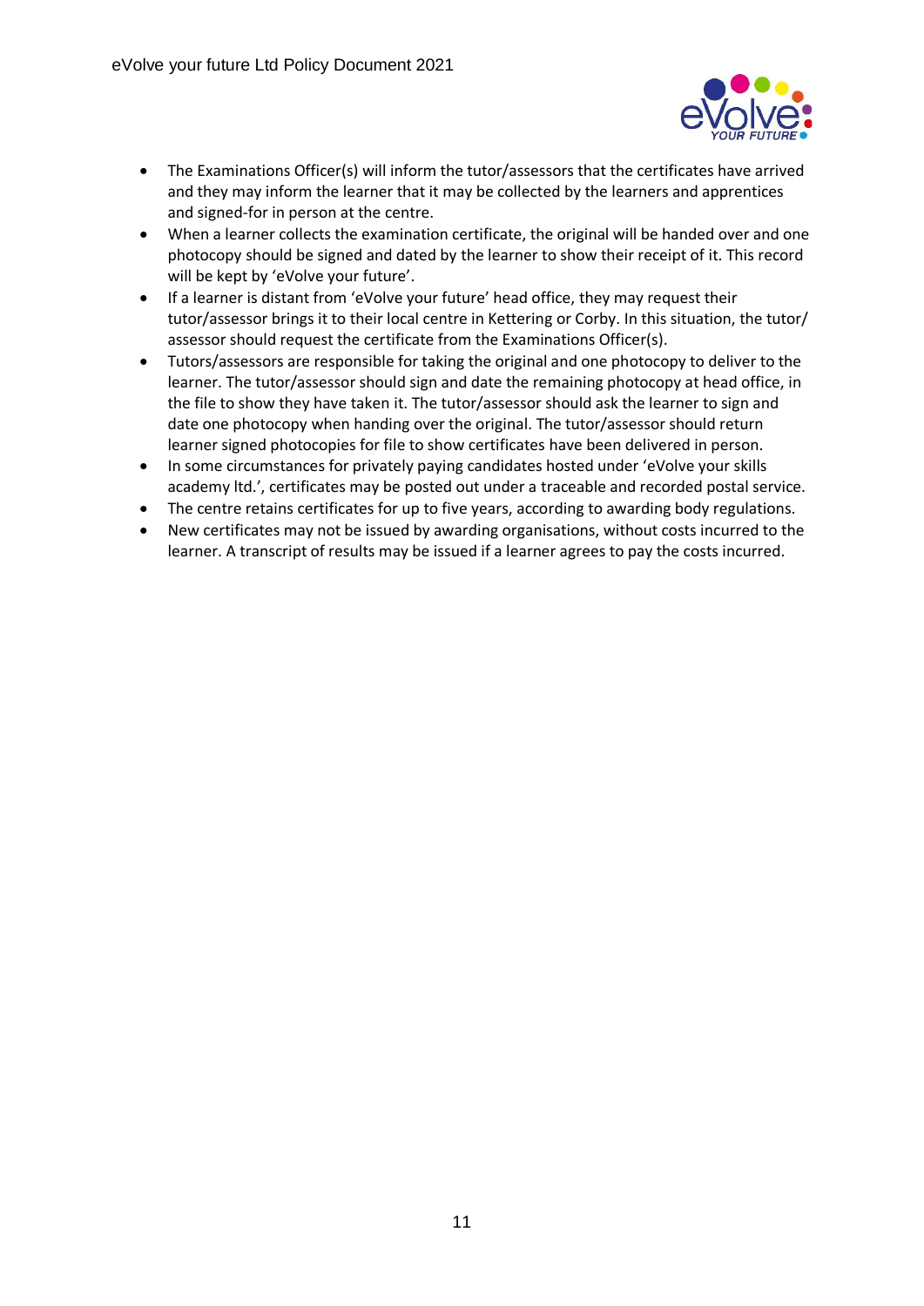- The Examinations Officer(s) will inform the tutor/assessors that the certificates have arrived and they may inform the learner that it may be collected by the learners and apprentices and signed-for in person at the centre.
- When a learner collects the examination certificate, the original will be handed over and one photocopy should be signed and dated by the learner to show their receipt of it. This record will be kept by 'eVolve your future'.
- If a learner is distant from 'eVolve your future' head office, they may request their tutor/assessor brings it to their local centre in Kettering or Corby. In this situation, the tutor/ assessor should request the certificate from the Examinations Officer(s).
- Tutors/assessors are responsible for taking the original and one photocopy to deliver to the learner. The tutor/assessor should sign and date the remaining photocopy at head office, in the file to show they have taken it. The tutor/assessor should ask the learner to sign and date one photocopy when handing over the original. The tutor/assessor should return learner signed photocopies for file to show certificates have been delivered in person.
- In some circumstances for privately paying candidates hosted under 'eVolve your skills academy ltd.', certificates may be posted out under a traceable and recorded postal service.
- The centre retains certificates for up to five years, according to awarding body regulations.
- New certificates may not be issued by awarding organisations, without costs incurred to the learner. A transcript of results may be issued if a learner agrees to pay the costs incurred.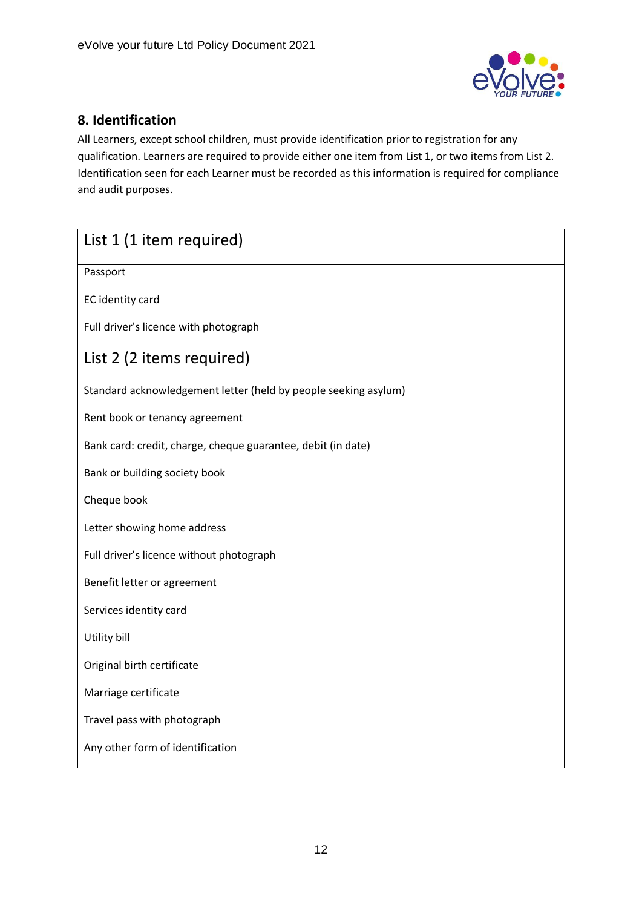## 8. Identification

All Learners, except school children, must provide identification prior to registration for any qualification. Learners are required to provide either one item from List 1, or two items from List 2. Identification seen for each Learner must be recorded as this information is required for compliance and audit purposes.

| List 1 (1 item required) |
|---|
| Passport<br><br>EC identity card<br><br>Full driver's licence with photograph |
| **List 2 (2 items required)** |
| Standard acknowledgement letter (held by people seeking asylum)<br><br>Rent book or tenancy agreement<br><br>Bank card: credit, charge, cheque guarantee, debit (in date)<br><br>Bank or building society book<br><br>Cheque book<br><br>Letter showing home address<br><br>Full driver's licence without photograph<br><br>Benefit letter or agreement<br><br>Services identity card<br><br>Utility bill<br><br>Original birth certificate<br><br>Marriage certificate<br><br>Travel pass with photograph<br><br>Any other form of identification |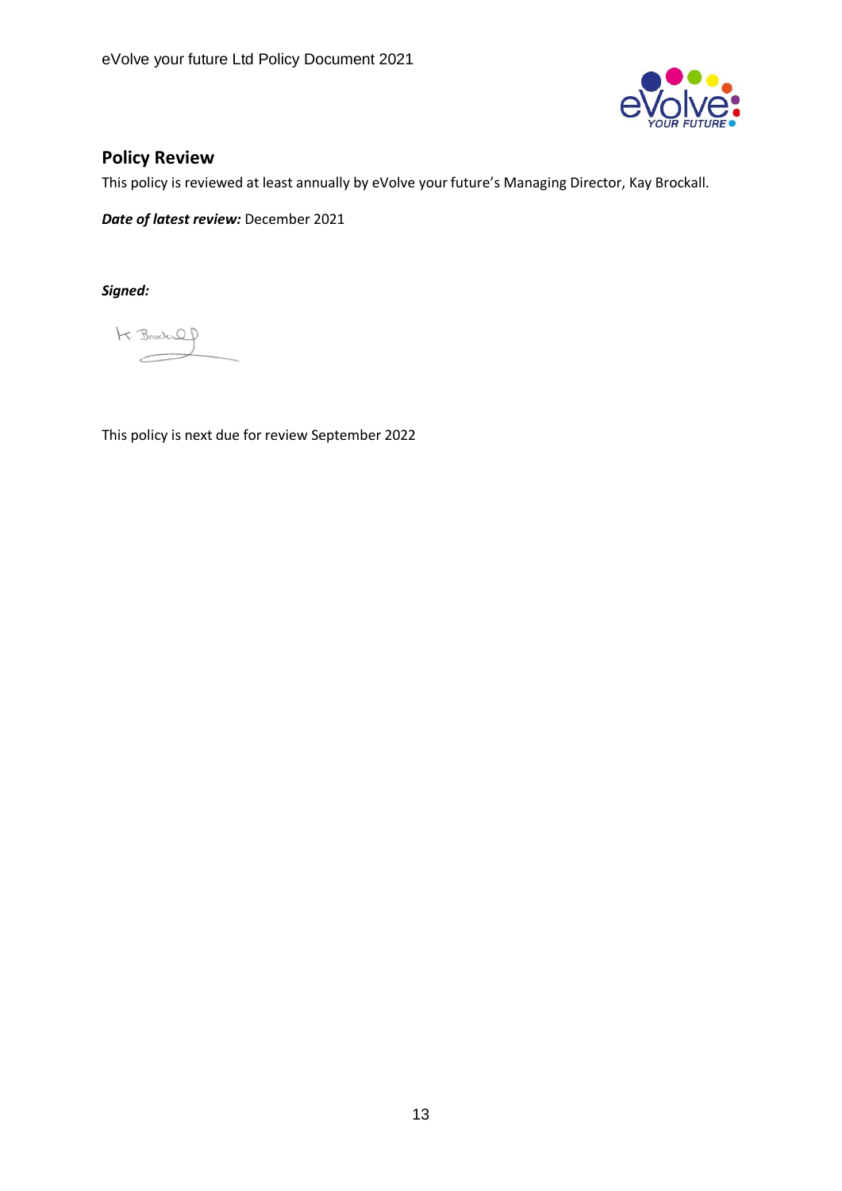## Policy Review

This policy is reviewed at least annually by eVolve your future's Managing Director, Kay Brockall.

***Date of latest review:*** December 2021

***Signed:***

This policy is next due for review September 2022